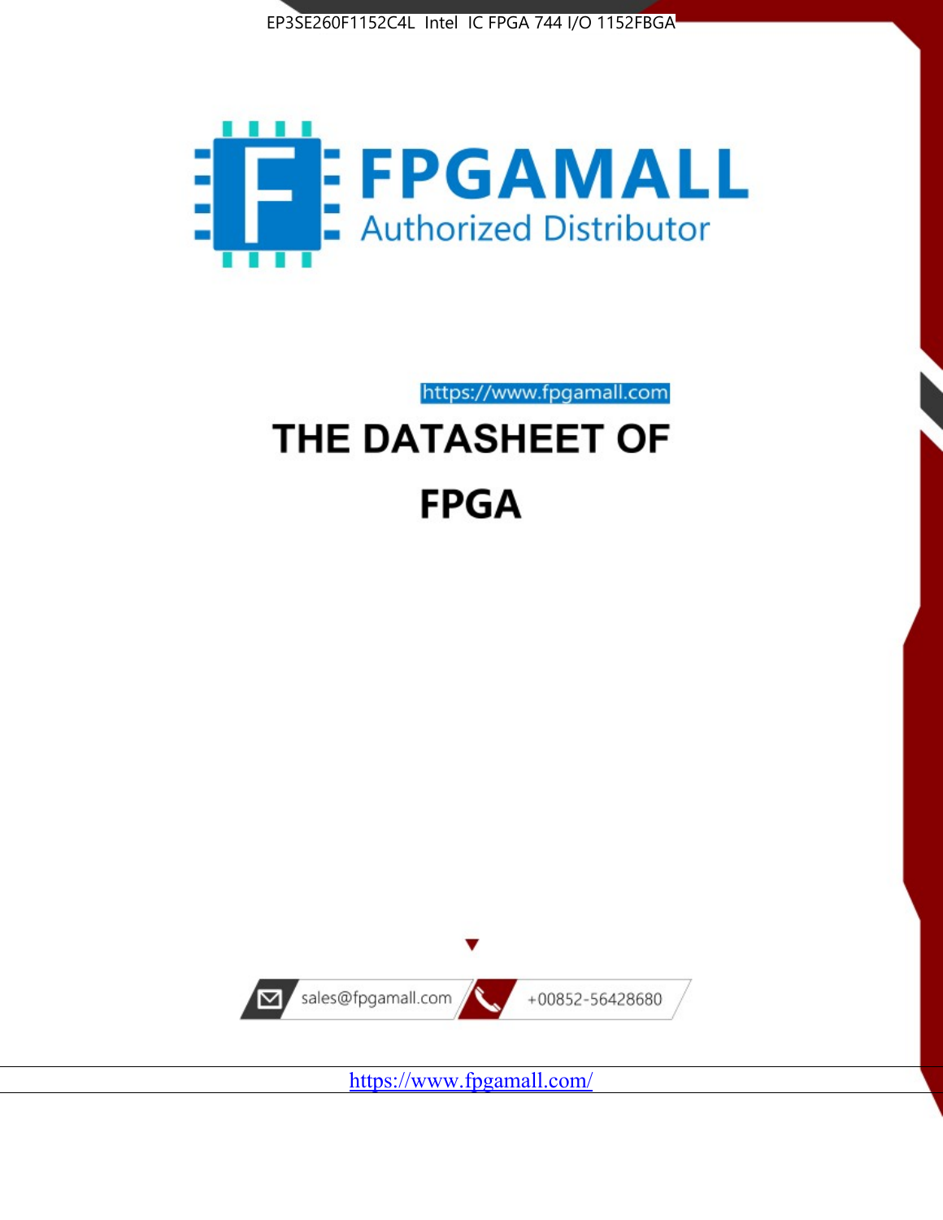EP3SE260F1152C4L Intel IC FPGA 744 I/O 1152FBGA

FPGAMALL

Authorized Distributor

https://www.fpgamall.com

# THE DATASHEET OF

# FPGA

sales@fpgamall.com

+00852-56428680

https://www.fpgamall.com/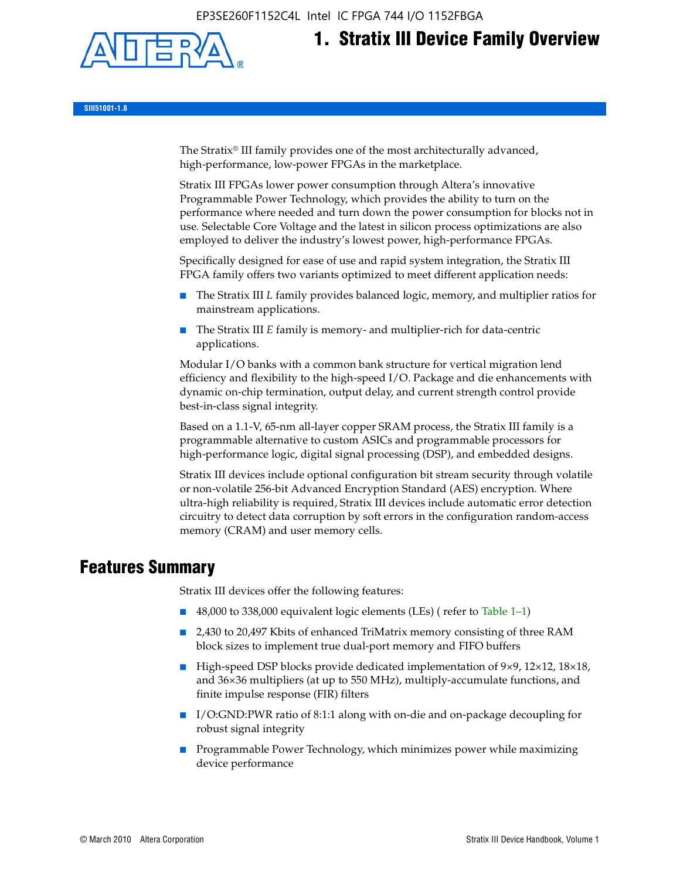# 1. Stratix III Device Family Overview

SIII51001-1.8

The Stratix® III family provides one of the most architecturally advanced, high-performance, low-power FPGAs in the marketplace.

Stratix III FPGAs lower power consumption through Altera's innovative Programmable Power Technology, which provides the ability to turn on the performance where needed and turn down the power consumption for blocks not in use. Selectable Core Voltage and the latest in silicon process optimizations are also employed to deliver the industry's lowest power, high-performance FPGAs.

Specifically designed for ease of use and rapid system integration, the Stratix III FPGA family offers two variants optimized to meet different application needs:

- The Stratix III *L* family provides balanced logic, memory, and multiplier ratios for mainstream applications.
- The Stratix III *E* family is memory- and multiplier-rich for data-centric applications.

Modular I/O banks with a common bank structure for vertical migration lend efficiency and flexibility to the high-speed I/O. Package and die enhancements with dynamic on-chip termination, output delay, and current strength control provide best-in-class signal integrity.

Based on a 1.1-V, 65-nm all-layer copper SRAM process, the Stratix III family is a programmable alternative to custom ASICs and programmable processors for high-performance logic, digital signal processing (DSP), and embedded designs.

Stratix III devices include optional configuration bit stream security through volatile or non-volatile 256-bit Advanced Encryption Standard (AES) encryption. Where ultra-high reliability is required, Stratix III devices include automatic error detection circuitry to detect data corruption by soft errors in the configuration random-access memory (CRAM) and user memory cells.

## Features Summary

Stratix III devices offer the following features:

- 48,000 to 338,000 equivalent logic elements (LEs) ( refer to Table 1–1)
- 2,430 to 20,497 Kbits of enhanced TriMatrix memory consisting of three RAM block sizes to implement true dual-port memory and FIFO buffers
- High-speed DSP blocks provide dedicated implementation of 9×9, 12×12, 18×18, and 36×36 multipliers (at up to 550 MHz), multiply-accumulate functions, and finite impulse response (FIR) filters
- I/O:GND:PWR ratio of 8:1:1 along with on-die and on-package decoupling for robust signal integrity
- Programmable Power Technology, which minimizes power while maximizing device performance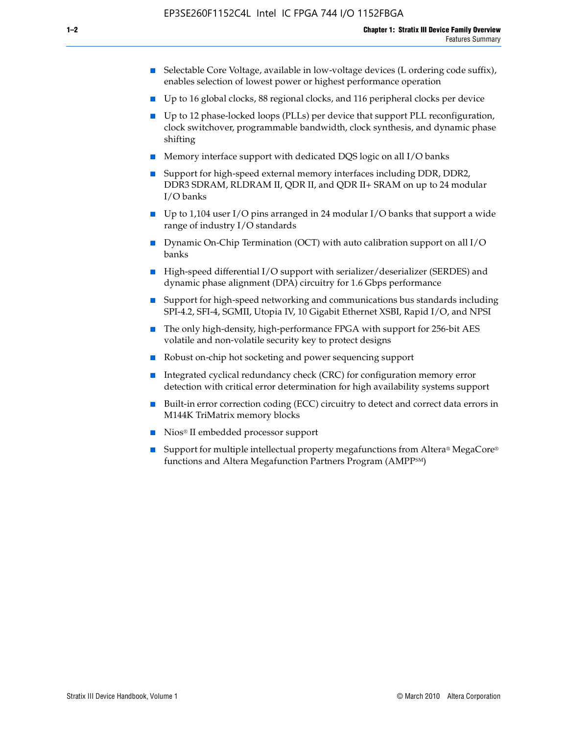- Selectable Core Voltage, available in low-voltage devices (L ordering code suffix), enables selection of lowest power or highest performance operation
- Up to 16 global clocks, 88 regional clocks, and 116 peripheral clocks per device
- Up to 12 phase-locked loops (PLLs) per device that support PLL reconfiguration, clock switchover, programmable bandwidth, clock synthesis, and dynamic phase shifting
- Memory interface support with dedicated DQS logic on all I/O banks
- Support for high-speed external memory interfaces including DDR, DDR2, DDR3 SDRAM, RLDRAM II, QDR II, and QDR II+ SRAM on up to 24 modular I/O banks
- Up to 1,104 user I/O pins arranged in 24 modular I/O banks that support a wide range of industry I/O standards
- Dynamic On-Chip Termination (OCT) with auto calibration support on all I/O banks
- High-speed differential I/O support with serializer/deserializer (SERDES) and dynamic phase alignment (DPA) circuitry for 1.6 Gbps performance
- Support for high-speed networking and communications bus standards including SPI-4.2, SFI-4, SGMII, Utopia IV, 10 Gigabit Ethernet XSBI, Rapid I/O, and NPSI
- The only high-density, high-performance FPGA with support for 256-bit AES volatile and non-volatile security key to protect designs
- Robust on-chip hot socketing and power sequencing support
- Integrated cyclical redundancy check (CRC) for configuration memory error detection with critical error determination for high availability systems support
- Built-in error correction coding (ECC) circuitry to detect and correct data errors in M144K TriMatrix memory blocks
- Nios® II embedded processor support
- Support for multiple intellectual property megafunctions from Altera® MegaCore® functions and Altera Megafunction Partners Program (AMPP℠)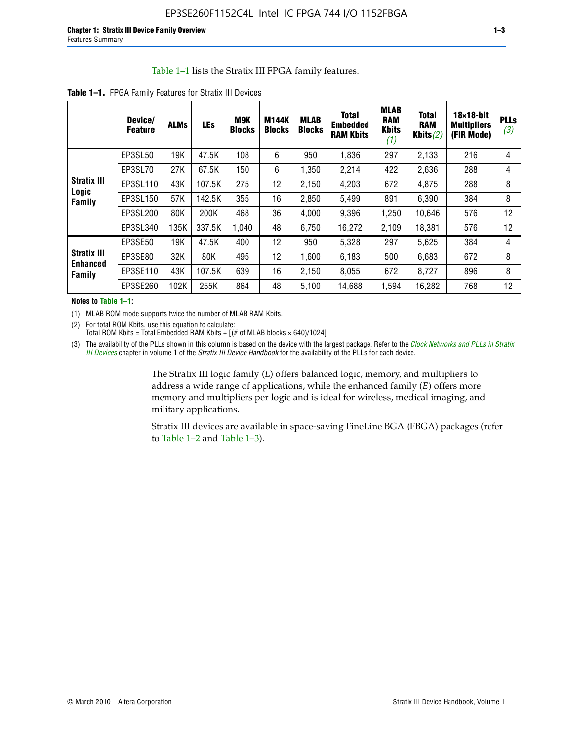Table 1–1 lists the Stratix III FPGA family features.

**Table 1–1.** FPGA Family Features for Stratix III Devices

| | Device/ Feature | ALMs | LEs | M9K Blocks | M144K Blocks | MLAB Blocks | Total Embedded RAM Kbits | MLAB RAM Kbits (1) | Total RAM Kbits (2) | 18×18-bit Multipliers (FIR Mode) | PLLs (3) |
|---|---|---|---|---|---|---|---|---|---|---|---|
| Stratix III Logic Family | EP3SL50 | 19K | 47.5K | 108 | 6 | 950 | 1,836 | 297 | 2,133 | 216 | 4 |
| | EP3SL70 | 27K | 67.5K | 150 | 6 | 1,350 | 2,214 | 422 | 2,636 | 288 | 4 |
| | EP3SL110 | 43K | 107.5K | 275 | 12 | 2,150 | 4,203 | 672 | 4,875 | 288 | 8 |
| | EP3SL150 | 57K | 142.5K | 355 | 16 | 2,850 | 5,499 | 891 | 6,390 | 384 | 8 |
| | EP3SL200 | 80K | 200K | 468 | 36 | 4,000 | 9,396 | 1,250 | 10,646 | 576 | 12 |
| | EP3SL340 | 135K | 337.5K | 1,040 | 48 | 6,750 | 16,272 | 2,109 | 18,381 | 576 | 12 |
| Stratix III Enhanced Family | EP3SE50 | 19K | 47.5K | 400 | 12 | 950 | 5,328 | 297 | 5,625 | 384 | 4 |
| | EP3SE80 | 32K | 80K | 495 | 12 | 1,600 | 6,183 | 500 | 6,683 | 672 | 8 |
| | EP3SE110 | 43K | 107.5K | 639 | 16 | 2,150 | 8,055 | 672 | 8,727 | 896 | 8 |
| | EP3SE260 | 102K | 255K | 864 | 48 | 5,100 | 14,688 | 1,594 | 16,282 | 768 | 12 |

**Notes to Table 1–1:**

(1) MLAB ROM mode supports twice the number of MLAB RAM Kbits.

(2) For total ROM Kbits, use this equation to calculate:
Total ROM Kbits = Total Embedded RAM Kbits + [(# of MLAB blocks × 640)/1024]

(3) The availability of the PLLs shown in this column is based on the device with the largest package. Refer to the *Clock Networks and PLLs in Stratix III Devices* chapter in volume 1 of the *Stratix III Device Handbook* for the availability of the PLLs for each device.

The Stratix III logic family (*L*) offers balanced logic, memory, and multipliers to address a wide range of applications, while the enhanced family (*E*) offers more memory and multipliers per logic and is ideal for wireless, medical imaging, and military applications.

Stratix III devices are available in space-saving FineLine BGA (FBGA) packages (refer to Table 1–2 and Table 1–3).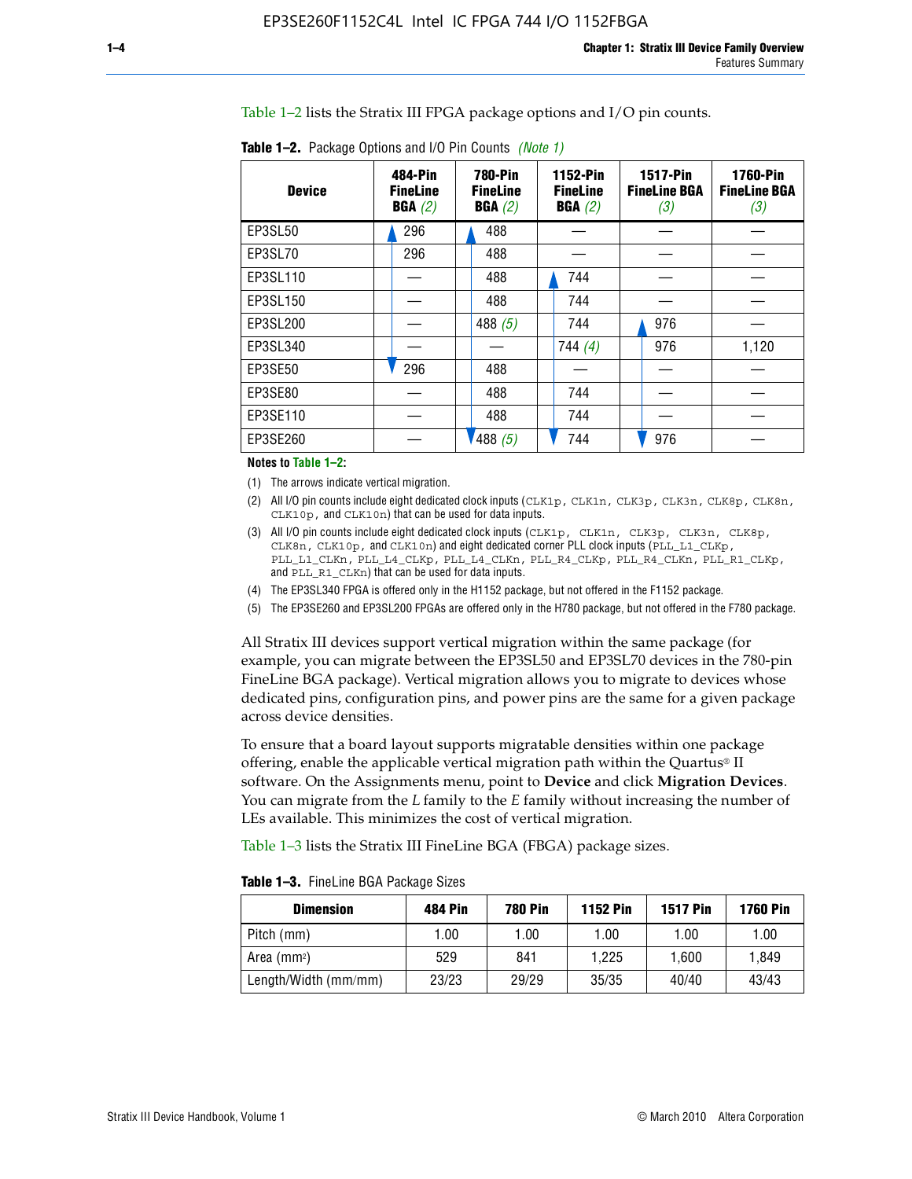Table 1–2 lists the Stratix III FPGA package options and I/O pin counts.

**Table 1–2.** Package Options and I/O Pin Counts *(Note 1)*

| Device | 484-Pin FineLine BGA *(2)* | 780-Pin FineLine BGA *(2)* | 1152-Pin FineLine BGA *(2)* | 1517-Pin FineLine BGA *(3)* | 1760-Pin FineLine BGA *(3)* |
|---|---|---|---|---|---|
| EP3SL50 | 296 | 488 | — | — | — |
| EP3SL70 | 296 | 488 | — | — | — |
| EP3SL110 | — | 488 | 744 | — | — |
| EP3SL150 | — | 488 | 744 | — | — |
| EP3SL200 | — | 488 *(5)* | 744 | 976 | — |
| EP3SL340 | — | — | 744 *(4)* | 976 | 1,120 |
| EP3SE50 | 296 | 488 | — | — | — |
| EP3SE80 | — | 488 | 744 | — | — |
| EP3SE110 | — | 488 | 744 | — | — |
| EP3SE260 | — | 488 *(5)* | 744 | 976 | — |

**Notes to Table 1–2:**

(1) The arrows indicate vertical migration.

(2) All I/O pin counts include eight dedicated clock inputs (`CLK1p`, `CLK1n`, `CLK3p`, `CLK3n`, `CLK8p`, `CLK8n`, `CLK10p`, and `CLK10n`) that can be used for data inputs.

(3) All I/O pin counts include eight dedicated clock inputs (`CLK1p`, `CLK1n`, `CLK3p`, `CLK3n`, `CLK8p`, `CLK8n`, `CLK10p`, and `CLK10n`) and eight dedicated corner PLL clock inputs (`PLL_L1_CLKp`, `PLL_L1_CLKn`, `PLL_L4_CLKp`, `PLL_L4_CLKn`, `PLL_R4_CLKp`, `PLL_R4_CLKn`, `PLL_R1_CLKp`, and `PLL_R1_CLKn`) that can be used for data inputs.

(4) The EP3SL340 FPGA is offered only in the H1152 package, but not offered in the F1152 package.

(5) The EP3SE260 and EP3SL200 FPGAs are offered only in the H780 package, but not offered in the F780 package.

All Stratix III devices support vertical migration within the same package (for example, you can migrate between the EP3SL50 and EP3SL70 devices in the 780-pin FineLine BGA package). Vertical migration allows you to migrate to devices whose dedicated pins, configuration pins, and power pins are the same for a given package across device densities.

To ensure that a board layout supports migratable densities within one package offering, enable the applicable vertical migration path within the Quartus® II software. On the Assignments menu, point to **Device** and click **Migration Devices**. You can migrate from the *L* family to the *E* family without increasing the number of LEs available. This minimizes the cost of vertical migration.

Table 1–3 lists the Stratix III FineLine BGA (FBGA) package sizes.

**Table 1–3.** FineLine BGA Package Sizes

| Dimension | 484 Pin | 780 Pin | 1152 Pin | 1517 Pin | 1760 Pin |
|---|---|---|---|---|---|
| Pitch (mm) | 1.00 | 1.00 | 1.00 | 1.00 | 1.00 |
| Area ($mm^2$) | 529 | 841 | 1,225 | 1,600 | 1,849 |
| Length/Width (mm/mm) | 23/23 | 29/29 | 35/35 | 40/40 | 43/43 |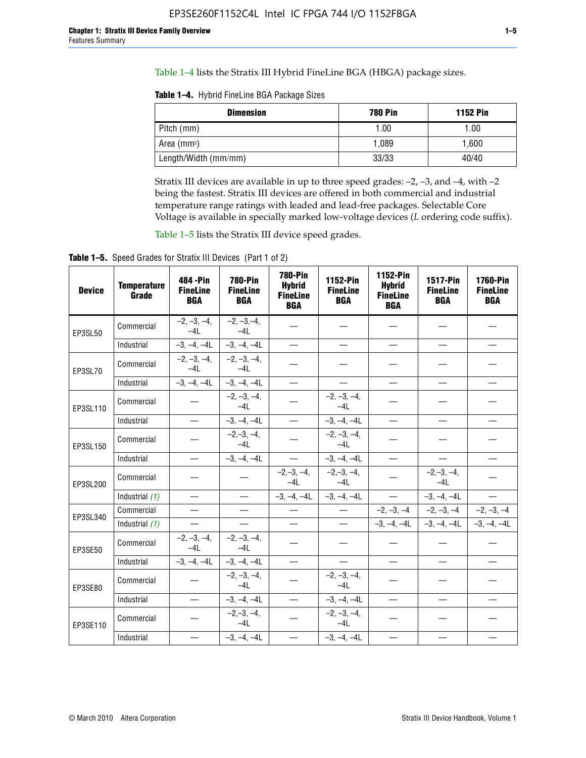Table 1–4 lists the Stratix III Hybrid FineLine BGA (HBGA) package sizes.

**Table 1–4.** Hybrid FineLine BGA Package Sizes

| Dimension | 780 Pin | 1152 Pin |
|---|---|---|
| Pitch (mm) | 1.00 | 1.00 |
| Area (mm²) | 1,089 | 1,600 |
| Length/Width (mm/mm) | 33/33 | 40/40 |

Stratix III devices are available in up to three speed grades: –2, –3, and –4, with –2 being the fastest. Stratix III devices are offered in both commercial and industrial temperature range ratings with leaded and lead-free packages. Selectable Core Voltage is available in specially marked low-voltage devices (*L* ordering code suffix).

Table 1–5 lists the Stratix III device speed grades.

**Table 1–5.** Speed Grades for Stratix III Devices (Part 1 of 2)

| Device | Temperature Grade | 484 -Pin FineLine BGA | 780-Pin FineLine BGA | 780-Pin Hybrid FineLine BGA | 1152-Pin FineLine BGA | 1152-Pin Hybrid FineLine BGA | 1517-Pin FineLine BGA | 1760-Pin FineLine BGA |
|---|---|---|---|---|---|---|---|---|
| EP3SL50 | Commercial | –2, –3, –4, –4L | –2, –3,–4, –4L | — | — | — | — | — |
| | Industrial | –3, –4, –4L | –3, –4, –4L | — | — | — | — | — |
| EP3SL70 | Commercial | –2, –3, –4, –4L | –2, –3, –4, –4L | — | — | — | — | — |
| | Industrial | –3, –4, –4L | –3, –4, –4L | — | — | — | — | — |
| EP3SL110 | Commercial | — | –2, –3, –4, –4L | — | –2, –3, –4, –4L | — | — | — |
| | Industrial | — | –3, –4, –4L | — | –3, –4, –4L | — | — | — |
| EP3SL150 | Commercial | — | –2,–3, –4, –4L | — | –2, –3, –4, –4L | — | — | — |
| | Industrial | — | –3, –4, –4L | — | –3, –4, –4L | — | — | — |
| EP3SL200 | Commercial | — | — | –2,–3, –4, –4L | –2,–3, –4, –4L | — | –2,–3, –4, –4L | — |
| | Industrial *(1)* | — | — | –3, –4, –4L | –3, –4, –4L | — | –3, –4, –4L | — |
| EP3SL340 | Commercial | — | — | — | — | –2, –3, –4 | –2, –3, –4 | –2, –3, –4 |
| | Industrial *(1)* | — | — | — | — | –3, –4, –4L | –3, –4, –4L | –3, –4, –4L |
| EP3SE50 | Commercial | –2, –3, –4, –4L | –2, –3, –4, –4L | — | — | — | — | — |
| | Industrial | –3, –4, –4L | –3, –4, –4L | — | — | — | — | — |
| EP3SE80 | Commercial | — | –2, –3, –4, –4L | — | –2, –3, –4, –4L | — | — | — |
| | Industrial | — | –3, –4, –4L | — | –3, –4, –4L | — | — | — |
| EP3SE110 | Commercial | — | –2,–3, –4, –4L | — | –2, –3, –4, –4L | — | — | — |
| | Industrial | — | –3, –4, –4L | — | –3, –4, –4L | — | — | — |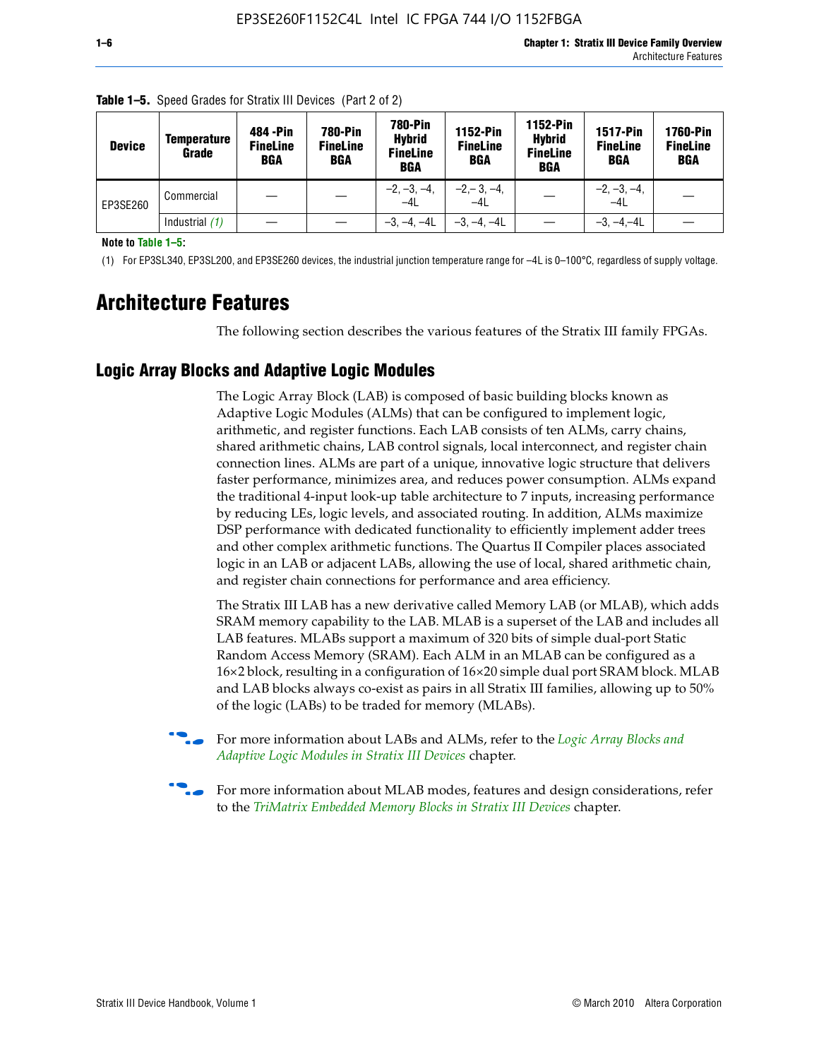**Table 1–5.** Speed Grades for Stratix III Devices (Part 2 of 2)

| Device | Temperature Grade | 484 -Pin FineLine BGA | 780-Pin FineLine BGA | 780-Pin Hybrid FineLine BGA | 1152-Pin FineLine BGA | 1152-Pin Hybrid FineLine BGA | 1517-Pin FineLine BGA | 1760-Pin FineLine BGA |
|---|---|---|---|---|---|---|---|---|
| EP3SE260 | Commercial | — | — | –2, –3, –4, –4L | –2,– 3, –4, –4L | — | –2, –3, –4, –4L | — |
| | Industrial *(1)* | — | — | –3, –4, –4L | –3, –4, –4L | — | –3, –4,–4L | — |

**Note to Table 1–5:**

(1) For EP3SL340, EP3SL200, and EP3SE260 devices, the industrial junction temperature range for –4L is 0–100°C, regardless of supply voltage.

# Architecture Features

The following section describes the various features of the Stratix III family FPGAs.

## Logic Array Blocks and Adaptive Logic Modules

The Logic Array Block (LAB) is composed of basic building blocks known as Adaptive Logic Modules (ALMs) that can be configured to implement logic, arithmetic, and register functions. Each LAB consists of ten ALMs, carry chains, shared arithmetic chains, LAB control signals, local interconnect, and register chain connection lines. ALMs are part of a unique, innovative logic structure that delivers faster performance, minimizes area, and reduces power consumption. ALMs expand the traditional 4-input look-up table architecture to 7 inputs, increasing performance by reducing LEs, logic levels, and associated routing. In addition, ALMs maximize DSP performance with dedicated functionality to efficiently implement adder trees and other complex arithmetic functions. The Quartus II Compiler places associated logic in an LAB or adjacent LABs, allowing the use of local, shared arithmetic chain, and register chain connections for performance and area efficiency.

The Stratix III LAB has a new derivative called Memory LAB (or MLAB), which adds SRAM memory capability to the LAB. MLAB is a superset of the LAB and includes all LAB features. MLABs support a maximum of 320 bits of simple dual-port Static Random Access Memory (SRAM). Each ALM in an MLAB can be configured as a 16×2 block, resulting in a configuration of 16×20 simple dual port SRAM block. MLAB and LAB blocks always co-exist as pairs in all Stratix III families, allowing up to 50% of the logic (LABs) to be traded for memory (MLABs).

For more information about LABs and ALMs, refer to the *Logic Array Blocks and Adaptive Logic Modules in Stratix III Devices* chapter.

For more information about MLAB modes, features and design considerations, refer to the *TriMatrix Embedded Memory Blocks in Stratix III Devices* chapter.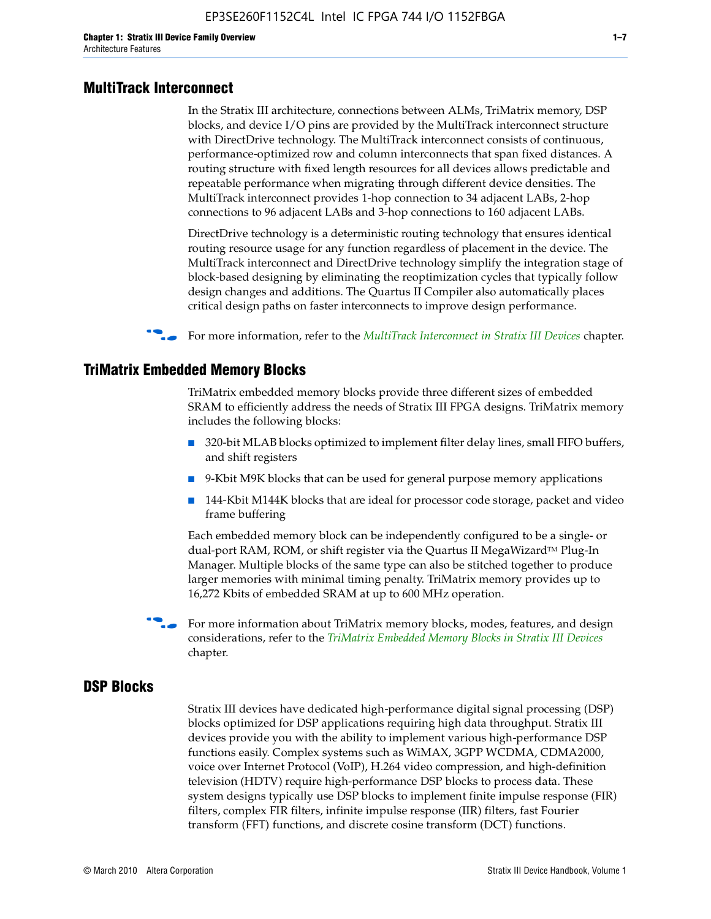## MultiTrack Interconnect

In the Stratix III architecture, connections between ALMs, TriMatrix memory, DSP blocks, and device I/O pins are provided by the MultiTrack interconnect structure with DirectDrive technology. The MultiTrack interconnect consists of continuous, performance-optimized row and column interconnects that span fixed distances. A routing structure with fixed length resources for all devices allows predictable and repeatable performance when migrating through different device densities. The MultiTrack interconnect provides 1-hop connection to 34 adjacent LABs, 2-hop connections to 96 adjacent LABs and 3-hop connections to 160 adjacent LABs.

DirectDrive technology is a deterministic routing technology that ensures identical routing resource usage for any function regardless of placement in the device. The MultiTrack interconnect and DirectDrive technology simplify the integration stage of block-based designing by eliminating the reoptimization cycles that typically follow design changes and additions. The Quartus II Compiler also automatically places critical design paths on faster interconnects to improve design performance.

For more information, refer to the *MultiTrack Interconnect in Stratix III Devices* chapter.

## TriMatrix Embedded Memory Blocks

TriMatrix embedded memory blocks provide three different sizes of embedded SRAM to efficiently address the needs of Stratix III FPGA designs. TriMatrix memory includes the following blocks:

- 320-bit MLAB blocks optimized to implement filter delay lines, small FIFO buffers, and shift registers
- 9-Kbit M9K blocks that can be used for general purpose memory applications
- 144-Kbit M144K blocks that are ideal for processor code storage, packet and video frame buffering

Each embedded memory block can be independently configured to be a single- or dual-port RAM, ROM, or shift register via the Quartus II MegaWizard™ Plug-In Manager. Multiple blocks of the same type can also be stitched together to produce larger memories with minimal timing penalty. TriMatrix memory provides up to 16,272 Kbits of embedded SRAM at up to 600 MHz operation.

For more information about TriMatrix memory blocks, modes, features, and design considerations, refer to the *TriMatrix Embedded Memory Blocks in Stratix III Devices* chapter.

## DSP Blocks

Stratix III devices have dedicated high-performance digital signal processing (DSP) blocks optimized for DSP applications requiring high data throughput. Stratix III devices provide you with the ability to implement various high-performance DSP functions easily. Complex systems such as WiMAX, 3GPP WCDMA, CDMA2000, voice over Internet Protocol (VoIP), H.264 video compression, and high-definition television (HDTV) require high-performance DSP blocks to process data. These system designs typically use DSP blocks to implement finite impulse response (FIR) filters, complex FIR filters, infinite impulse response (IIR) filters, fast Fourier transform (FFT) functions, and discrete cosine transform (DCT) functions.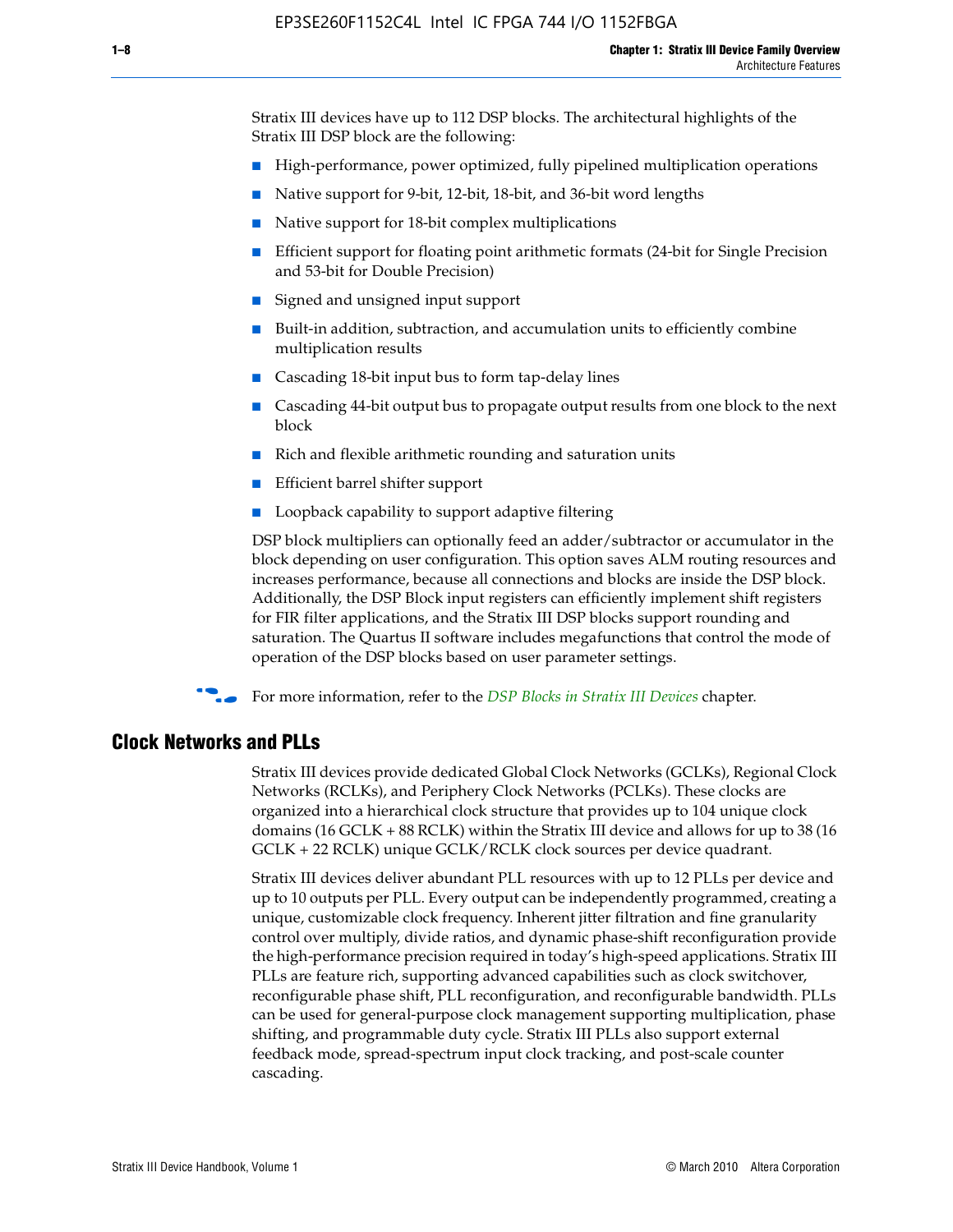Stratix III devices have up to 112 DSP blocks. The architectural highlights of the Stratix III DSP block are the following:

- High-performance, power optimized, fully pipelined multiplication operations
- Native support for 9-bit, 12-bit, 18-bit, and 36-bit word lengths
- Native support for 18-bit complex multiplications
- Efficient support for floating point arithmetic formats (24-bit for Single Precision and 53-bit for Double Precision)
- Signed and unsigned input support
- Built-in addition, subtraction, and accumulation units to efficiently combine multiplication results
- Cascading 18-bit input bus to form tap-delay lines
- Cascading 44-bit output bus to propagate output results from one block to the next block
- Rich and flexible arithmetic rounding and saturation units
- Efficient barrel shifter support
- Loopback capability to support adaptive filtering

DSP block multipliers can optionally feed an adder/subtractor or accumulator in the block depending on user configuration. This option saves ALM routing resources and increases performance, because all connections and blocks are inside the DSP block. Additionally, the DSP Block input registers can efficiently implement shift registers for FIR filter applications, and the Stratix III DSP blocks support rounding and saturation. The Quartus II software includes megafunctions that control the mode of operation of the DSP blocks based on user parameter settings.

For more information, refer to the *DSP Blocks in Stratix III Devices* chapter.

## Clock Networks and PLLs

Stratix III devices provide dedicated Global Clock Networks (GCLKs), Regional Clock Networks (RCLKs), and Periphery Clock Networks (PCLKs). These clocks are organized into a hierarchical clock structure that provides up to 104 unique clock domains (16 GCLK + 88 RCLK) within the Stratix III device and allows for up to 38 (16 GCLK + 22 RCLK) unique GCLK/RCLK clock sources per device quadrant.

Stratix III devices deliver abundant PLL resources with up to 12 PLLs per device and up to 10 outputs per PLL. Every output can be independently programmed, creating a unique, customizable clock frequency. Inherent jitter filtration and fine granularity control over multiply, divide ratios, and dynamic phase-shift reconfiguration provide the high-performance precision required in today's high-speed applications. Stratix III PLLs are feature rich, supporting advanced capabilities such as clock switchover, reconfigurable phase shift, PLL reconfiguration, and reconfigurable bandwidth. PLLs can be used for general-purpose clock management supporting multiplication, phase shifting, and programmable duty cycle. Stratix III PLLs also support external feedback mode, spread-spectrum input clock tracking, and post-scale counter cascading.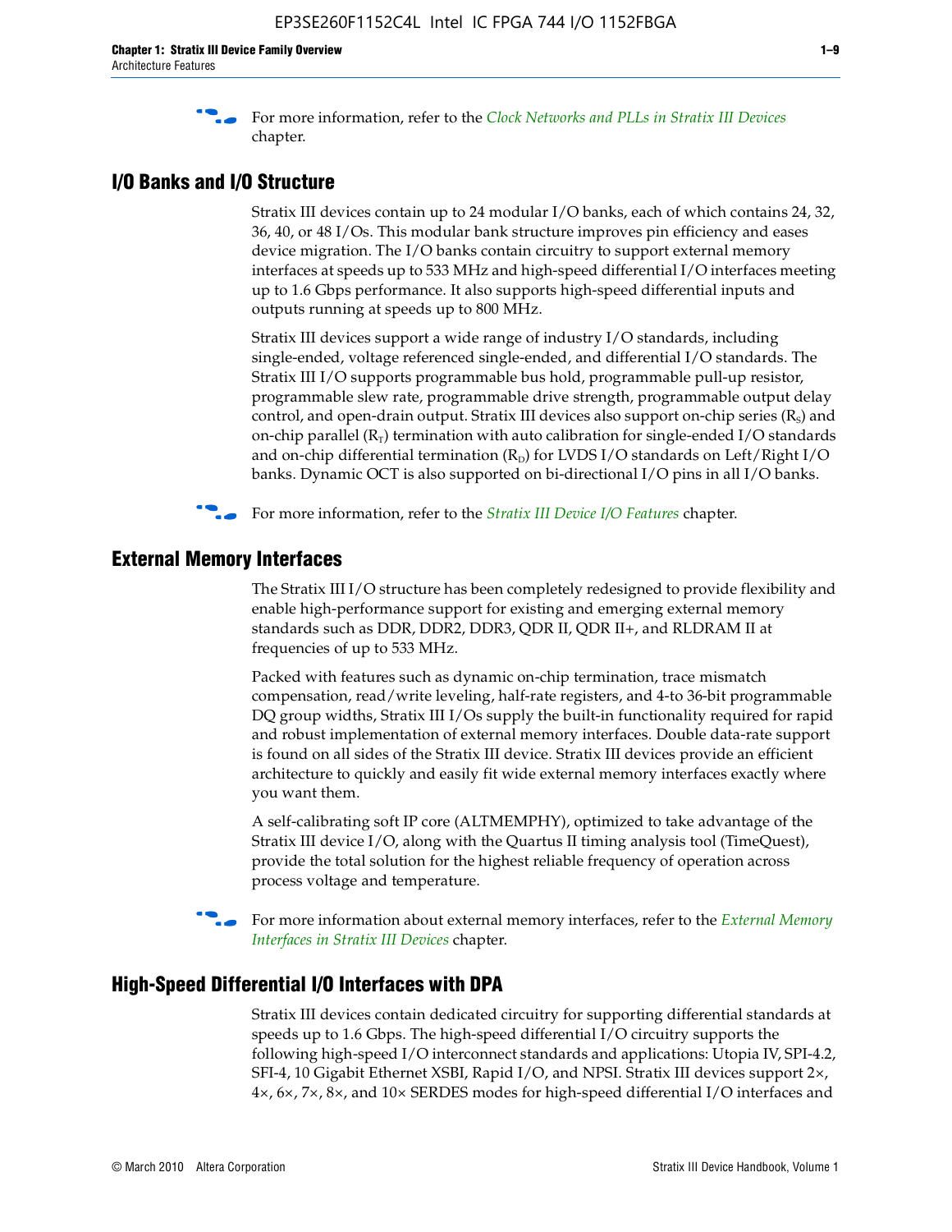For more information, refer to the *Clock Networks and PLLs in Stratix III Devices* chapter.

## I/O Banks and I/O Structure

Stratix III devices contain up to 24 modular I/O banks, each of which contains 24, 32, 36, 40, or 48 I/Os. This modular bank structure improves pin efficiency and eases device migration. The I/O banks contain circuitry to support external memory interfaces at speeds up to 533 MHz and high-speed differential I/O interfaces meeting up to 1.6 Gbps performance. It also supports high-speed differential inputs and outputs running at speeds up to 800 MHz.

Stratix III devices support a wide range of industry I/O standards, including single-ended, voltage referenced single-ended, and differential I/O standards. The Stratix III I/O supports programmable bus hold, programmable pull-up resistor, programmable slew rate, programmable drive strength, programmable output delay control, and open-drain output. Stratix III devices also support on-chip series ($R_S$) and on-chip parallel ($R_T$) termination with auto calibration for single-ended I/O standards and on-chip differential termination ($R_D$) for LVDS I/O standards on Left/Right I/O banks. Dynamic OCT is also supported on bi-directional I/O pins in all I/O banks.

For more information, refer to the *Stratix III Device I/O Features* chapter.

## External Memory Interfaces

The Stratix III I/O structure has been completely redesigned to provide flexibility and enable high-performance support for existing and emerging external memory standards such as DDR, DDR2, DDR3, QDR II, QDR II+, and RLDRAM II at frequencies of up to 533 MHz.

Packed with features such as dynamic on-chip termination, trace mismatch compensation, read/write leveling, half-rate registers, and 4-to 36-bit programmable DQ group widths, Stratix III I/Os supply the built-in functionality required for rapid and robust implementation of external memory interfaces. Double data-rate support is found on all sides of the Stratix III device. Stratix III devices provide an efficient architecture to quickly and easily fit wide external memory interfaces exactly where you want them.

A self-calibrating soft IP core (ALTMEMPHY), optimized to take advantage of the Stratix III device I/O, along with the Quartus II timing analysis tool (TimeQuest), provide the total solution for the highest reliable frequency of operation across process voltage and temperature.

For more information about external memory interfaces, refer to the *External Memory Interfaces in Stratix III Devices* chapter.

## High-Speed Differential I/O Interfaces with DPA

Stratix III devices contain dedicated circuitry for supporting differential standards at speeds up to 1.6 Gbps. The high-speed differential I/O circuitry supports the following high-speed I/O interconnect standards and applications: Utopia IV, SPI-4.2, SFI-4, 10 Gigabit Ethernet XSBI, Rapid I/O, and NPSI. Stratix III devices support 2×, 4×, 6×, 7×, 8×, and 10× SERDES modes for high-speed differential I/O interfaces and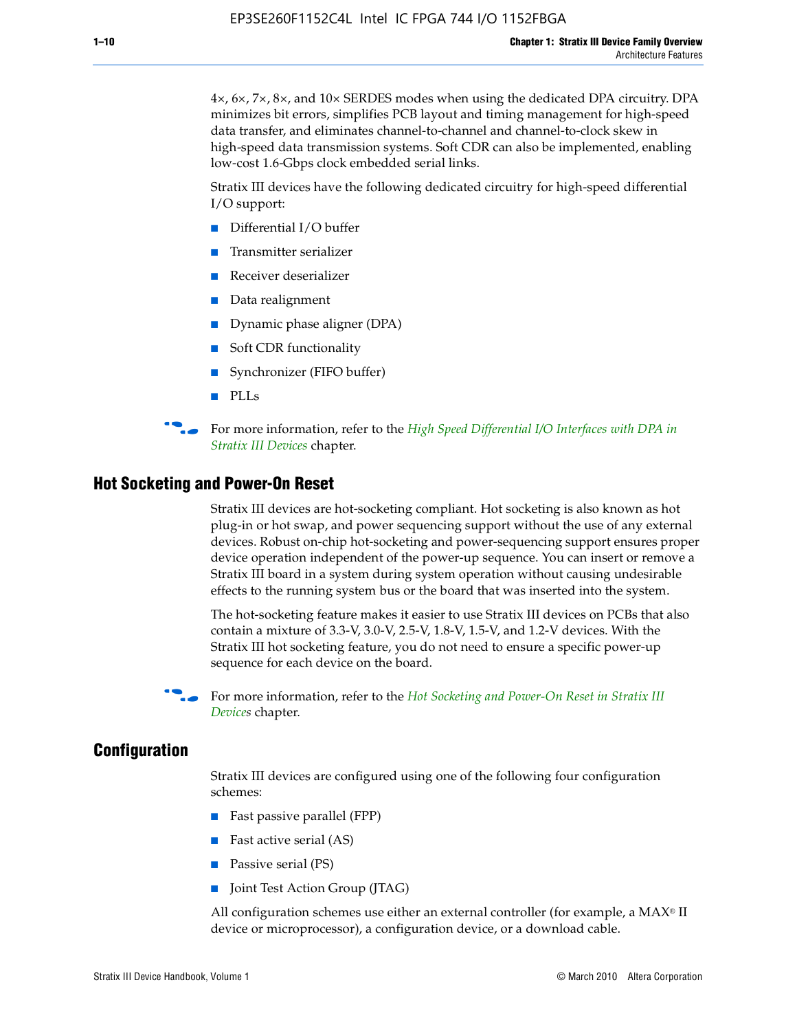4×, 6×, 7×, 8×, and 10× SERDES modes when using the dedicated DPA circuitry. DPA minimizes bit errors, simplifies PCB layout and timing management for high-speed data transfer, and eliminates channel-to-channel and channel-to-clock skew in high-speed data transmission systems. Soft CDR can also be implemented, enabling low-cost 1.6-Gbps clock embedded serial links.

Stratix III devices have the following dedicated circuitry for high-speed differential I/O support:

- Differential I/O buffer
- Transmitter serializer
- Receiver deserializer
- Data realignment
- Dynamic phase aligner (DPA)
- Soft CDR functionality
- Synchronizer (FIFO buffer)
- PLLs

For more information, refer to the *High Speed Differential I/O Interfaces with DPA in Stratix III Devices* chapter.

## Hot Socketing and Power-On Reset

Stratix III devices are hot-socketing compliant. Hot socketing is also known as hot plug-in or hot swap, and power sequencing support without the use of any external devices. Robust on-chip hot-socketing and power-sequencing support ensures proper device operation independent of the power-up sequence. You can insert or remove a Stratix III board in a system during system operation without causing undesirable effects to the running system bus or the board that was inserted into the system.

The hot-socketing feature makes it easier to use Stratix III devices on PCBs that also contain a mixture of 3.3-V, 3.0-V, 2.5-V, 1.8-V, 1.5-V, and 1.2-V devices. With the Stratix III hot socketing feature, you do not need to ensure a specific power-up sequence for each device on the board.

For more information, refer to the *Hot Socketing and Power-On Reset in Stratix III Devices* chapter.

## Configuration

Stratix III devices are configured using one of the following four configuration schemes:

- Fast passive parallel (FPP)
- Fast active serial (AS)
- Passive serial (PS)
- Joint Test Action Group (JTAG)

All configuration schemes use either an external controller (for example, a MAX® II device or microprocessor), a configuration device, or a download cable.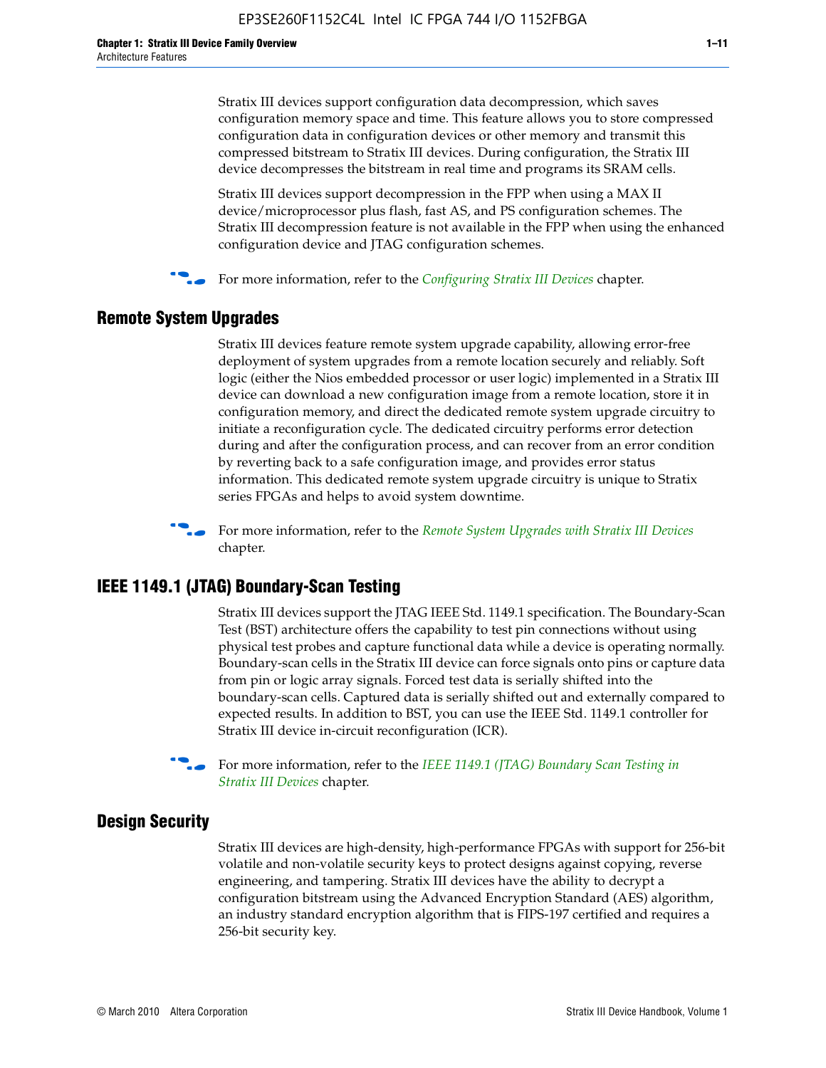Stratix III devices support configuration data decompression, which saves configuration memory space and time. This feature allows you to store compressed configuration data in configuration devices or other memory and transmit this compressed bitstream to Stratix III devices. During configuration, the Stratix III device decompresses the bitstream in real time and programs its SRAM cells.

Stratix III devices support decompression in the FPP when using a MAX II device/microprocessor plus flash, fast AS, and PS configuration schemes. The Stratix III decompression feature is not available in the FPP when using the enhanced configuration device and JTAG configuration schemes.

For more information, refer to the *Configuring Stratix III Devices* chapter.

## Remote System Upgrades

Stratix III devices feature remote system upgrade capability, allowing error-free deployment of system upgrades from a remote location securely and reliably. Soft logic (either the Nios embedded processor or user logic) implemented in a Stratix III device can download a new configuration image from a remote location, store it in configuration memory, and direct the dedicated remote system upgrade circuitry to initiate a reconfiguration cycle. The dedicated circuitry performs error detection during and after the configuration process, and can recover from an error condition by reverting back to a safe configuration image, and provides error status information. This dedicated remote system upgrade circuitry is unique to Stratix series FPGAs and helps to avoid system downtime.

For more information, refer to the *Remote System Upgrades with Stratix III Devices* chapter.

## IEEE 1149.1 (JTAG) Boundary-Scan Testing

Stratix III devices support the JTAG IEEE Std. 1149.1 specification. The Boundary-Scan Test (BST) architecture offers the capability to test pin connections without using physical test probes and capture functional data while a device is operating normally. Boundary-scan cells in the Stratix III device can force signals onto pins or capture data from pin or logic array signals. Forced test data is serially shifted into the boundary-scan cells. Captured data is serially shifted out and externally compared to expected results. In addition to BST, you can use the IEEE Std. 1149.1 controller for Stratix III device in-circuit reconfiguration (ICR).

For more information, refer to the *IEEE 1149.1 (JTAG) Boundary Scan Testing in Stratix III Devices* chapter.

## Design Security

Stratix III devices are high-density, high-performance FPGAs with support for 256-bit volatile and non-volatile security keys to protect designs against copying, reverse engineering, and tampering. Stratix III devices have the ability to decrypt a configuration bitstream using the Advanced Encryption Standard (AES) algorithm, an industry standard encryption algorithm that is FIPS-197 certified and requires a 256-bit security key.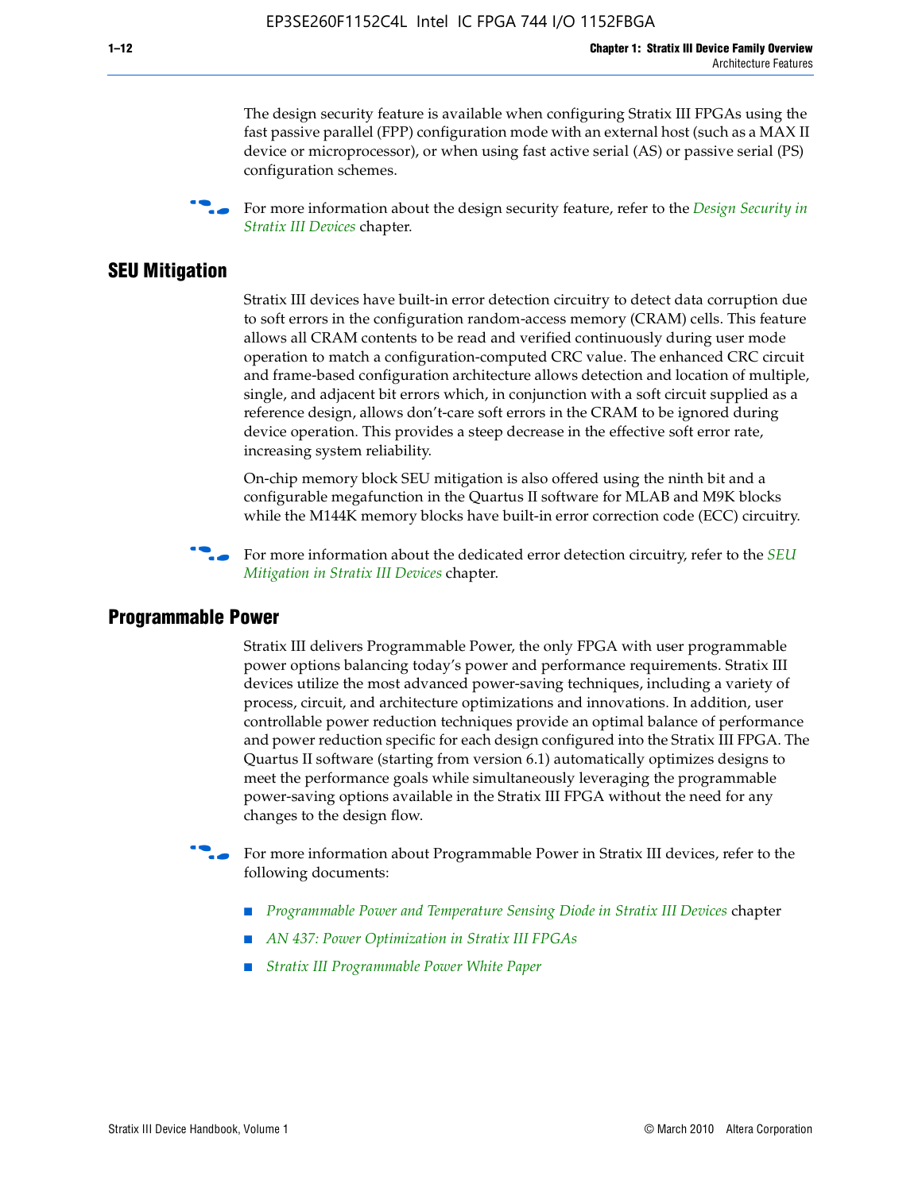The design security feature is available when configuring Stratix III FPGAs using the fast passive parallel (FPP) configuration mode with an external host (such as a MAX II device or microprocessor), or when using fast active serial (AS) or passive serial (PS) configuration schemes.

For more information about the design security feature, refer to the *Design Security in Stratix III Devices* chapter.

## SEU Mitigation

Stratix III devices have built-in error detection circuitry to detect data corruption due to soft errors in the configuration random-access memory (CRAM) cells. This feature allows all CRAM contents to be read and verified continuously during user mode operation to match a configuration-computed CRC value. The enhanced CRC circuit and frame-based configuration architecture allows detection and location of multiple, single, and adjacent bit errors which, in conjunction with a soft circuit supplied as a reference design, allows don't-care soft errors in the CRAM to be ignored during device operation. This provides a steep decrease in the effective soft error rate, increasing system reliability.

On-chip memory block SEU mitigation is also offered using the ninth bit and a configurable megafunction in the Quartus II software for MLAB and M9K blocks while the M144K memory blocks have built-in error correction code (ECC) circuitry.

For more information about the dedicated error detection circuitry, refer to the *SEU Mitigation in Stratix III Devices* chapter.

## Programmable Power

Stratix III delivers Programmable Power, the only FPGA with user programmable power options balancing today's power and performance requirements. Stratix III devices utilize the most advanced power-saving techniques, including a variety of process, circuit, and architecture optimizations and innovations. In addition, user controllable power reduction techniques provide an optimal balance of performance and power reduction specific for each design configured into the Stratix III FPGA. The Quartus II software (starting from version 6.1) automatically optimizes designs to meet the performance goals while simultaneously leveraging the programmable power-saving options available in the Stratix III FPGA without the need for any changes to the design flow.

For more information about Programmable Power in Stratix III devices, refer to the following documents:

- *Programmable Power and Temperature Sensing Diode in Stratix III Devices* chapter
- *AN 437: Power Optimization in Stratix III FPGAs*
- *Stratix III Programmable Power White Paper*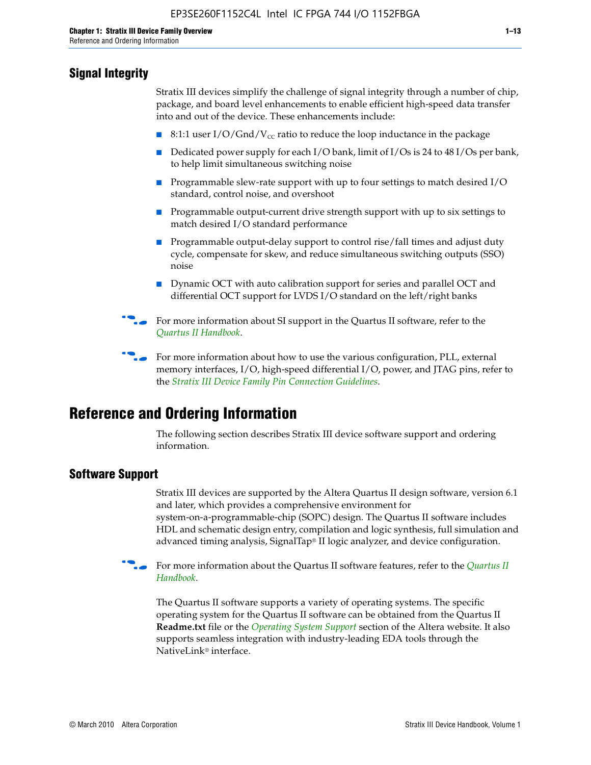## Signal Integrity

Stratix III devices simplify the challenge of signal integrity through a number of chip, package, and board level enhancements to enable efficient high-speed data transfer into and out of the device. These enhancements include:

- 8:1:1 user I/O/Gnd/$V_{CC}$ ratio to reduce the loop inductance in the package
- Dedicated power supply for each I/O bank, limit of I/Os is 24 to 48 I/Os per bank, to help limit simultaneous switching noise
- Programmable slew-rate support with up to four settings to match desired I/O standard, control noise, and overshoot
- Programmable output-current drive strength support with up to six settings to match desired I/O standard performance
- Programmable output-delay support to control rise/fall times and adjust duty cycle, compensate for skew, and reduce simultaneous switching outputs (SSO) noise
- Dynamic OCT with auto calibration support for series and parallel OCT and differential OCT support for LVDS I/O standard on the left/right banks

For more information about SI support in the Quartus II software, refer to the *Quartus II Handbook*.

For more information about how to use the various configuration, PLL, external memory interfaces, I/O, high-speed differential I/O, power, and JTAG pins, refer to the *Stratix III Device Family Pin Connection Guidelines*.

# Reference and Ordering Information

The following section describes Stratix III device software support and ordering information.

## Software Support

Stratix III devices are supported by the Altera Quartus II design software, version 6.1 and later, which provides a comprehensive environment for system-on-a-programmable-chip (SOPC) design. The Quartus II software includes HDL and schematic design entry, compilation and logic synthesis, full simulation and advanced timing analysis, SignalTap® II logic analyzer, and device configuration.

For more information about the Quartus II software features, refer to the *Quartus II Handbook*.

The Quartus II software supports a variety of operating systems. The specific operating system for the Quartus II software can be obtained from the Quartus II **Readme.txt** file or the *Operating System Support* section of the Altera website. It also supports seamless integration with industry-leading EDA tools through the NativeLink® interface.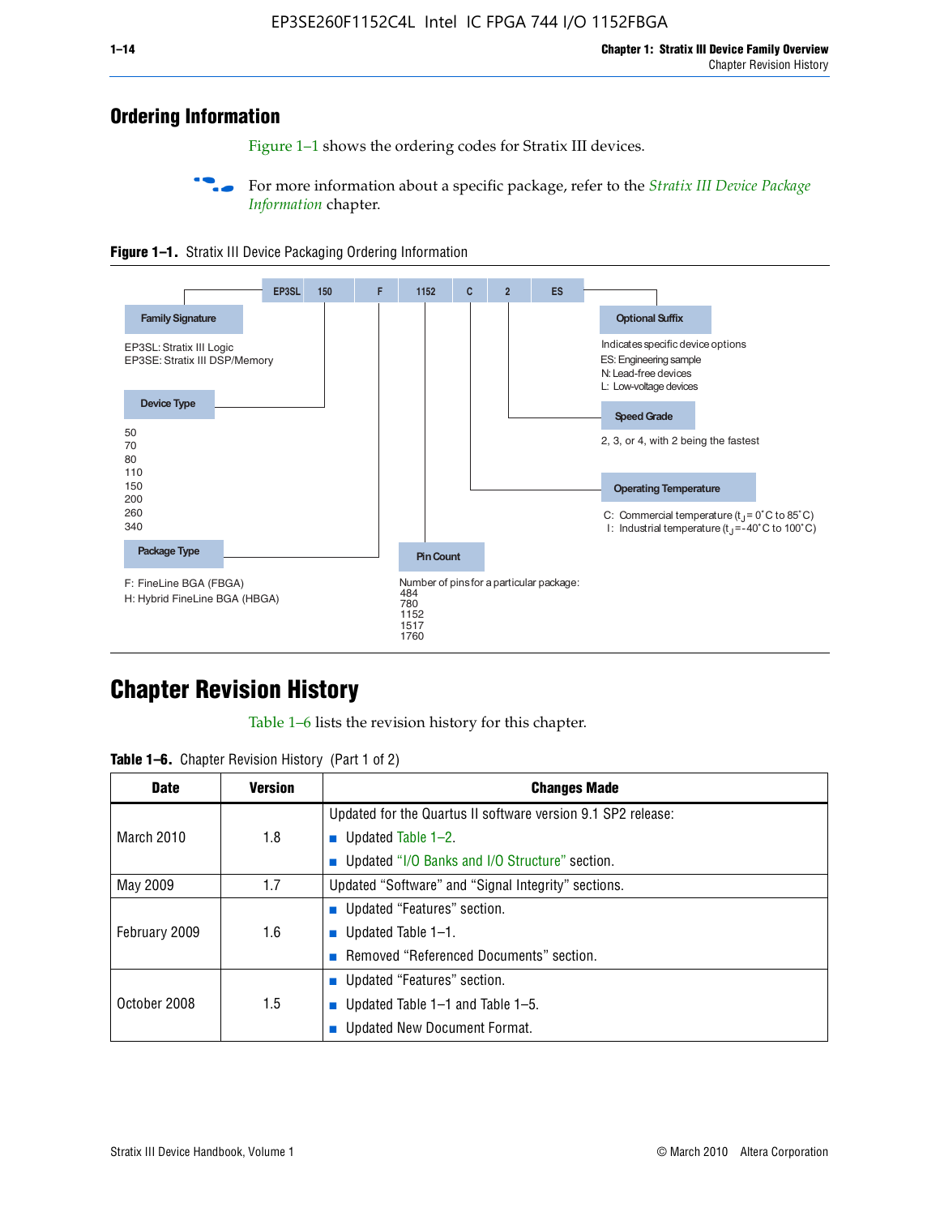## Ordering Information

Figure 1–1 shows the ordering codes for Stratix III devices.

For more information about a specific package, refer to the *Stratix III Device Package Information* chapter.

**Figure 1–1.** Stratix III Device Packaging Ordering Information

EP3SL | 150 | F | 1152 | C | 2 | ES

**Family Signature**

EP3SL: Stratix III Logic
EP3SE: Stratix III DSP/Memory

**Device Type**

50
70
80
110
150
200
260
340

**Package Type**

F: FineLine BGA (FBGA)
H: Hybrid FineLine BGA (HBGA)

**Pin Count**

Number of pins for a particular package:
484
780
1152
1517
1760

**Operating Temperature**

C: Commercial temperature ($t_J$ = 0˚C to 85˚C)
I: Industrial temperature ($t_J$ = -40˚C to 100˚C)

**Speed Grade**

2, 3, or 4, with 2 being the fastest

**Optional Suffix**

Indicates specific device options
ES: Engineering sample
N: Lead-free devices
L: Low-voltage devices

## Chapter Revision History

Table 1–6 lists the revision history for this chapter.

**Table 1–6.** Chapter Revision History (Part 1 of 2)

| Date | Version | Changes Made |
|---|---|---|
| March 2010 | 1.8 | Updated for the Quartus II software version 9.1 SP2 release:<br>■ Updated Table 1–2.<br>■ Updated "I/O Banks and I/O Structure" section. |
| May 2009 | 1.7 | Updated "Software" and "Signal Integrity" sections. |
| February 2009 | 1.6 | ■ Updated "Features" section.<br>■ Updated Table 1–1.<br>■ Removed "Referenced Documents" section. |
| October 2008 | 1.5 | ■ Updated "Features" section.<br>■ Updated Table 1–1 and Table 1–5.<br>■ Updated New Document Format. |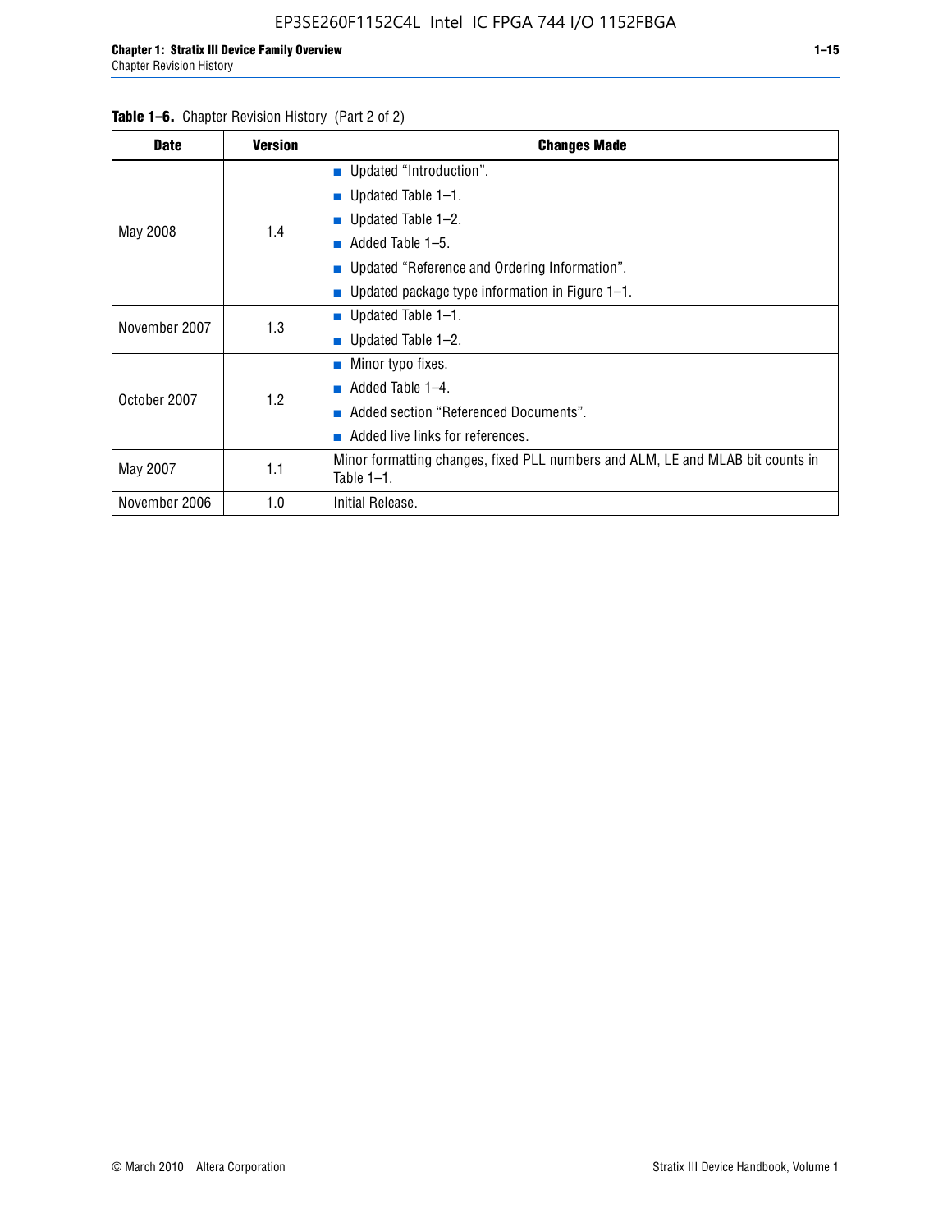**Table 1–6.** Chapter Revision History (Part 2 of 2)

| Date | Version | Changes Made |
|---|---|---|
| May 2008 | 1.4 | ■ Updated "Introduction".<br>■ Updated Table 1–1.<br>■ Updated Table 1–2.<br>■ Added Table 1–5.<br>■ Updated "Reference and Ordering Information".<br>■ Updated package type information in Figure 1–1. |
| November 2007 | 1.3 | ■ Updated Table 1–1.<br>■ Updated Table 1–2. |
| October 2007 | 1.2 | ■ Minor typo fixes.<br>■ Added Table 1–4.<br>■ Added section "Referenced Documents".<br>■ Added live links for references. |
| May 2007 | 1.1 | Minor formatting changes, fixed PLL numbers and ALM, LE and MLAB bit counts in Table 1–1. |
| November 2006 | 1.0 | Initial Release. |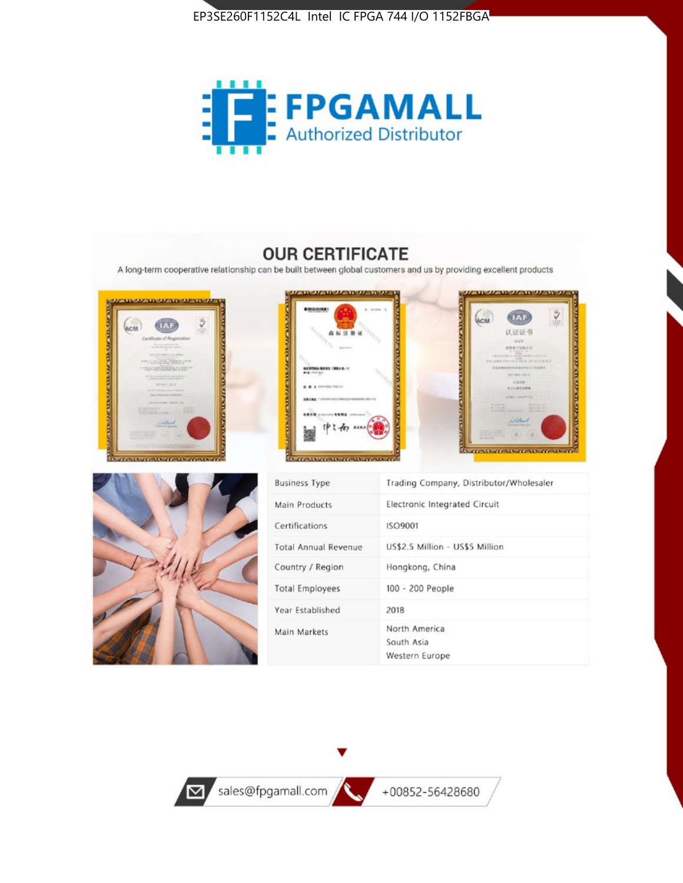FPGAMALL
Authorized Distributor

## OUR CERTIFICATE

A long-term cooperative relationship can be built between global customers and us by providing excellent products

| | |
|---|---|
| Business Type | Trading Company, Distributor/Wholesaler |
| Main Products | Electronic Integrated Circuit |
| Certifications | ISO9001 |
| Total Annual Revenue | US$2.5 Million - US$5 Million |
| Country / Region | Hongkong, China |
| Total Employees | 100 - 200 People |
| Year Established | 2018 |
| Main Markets | North America<br>South Asia<br>Western Europe |

sales@fpgamall.com

+00852-56428680